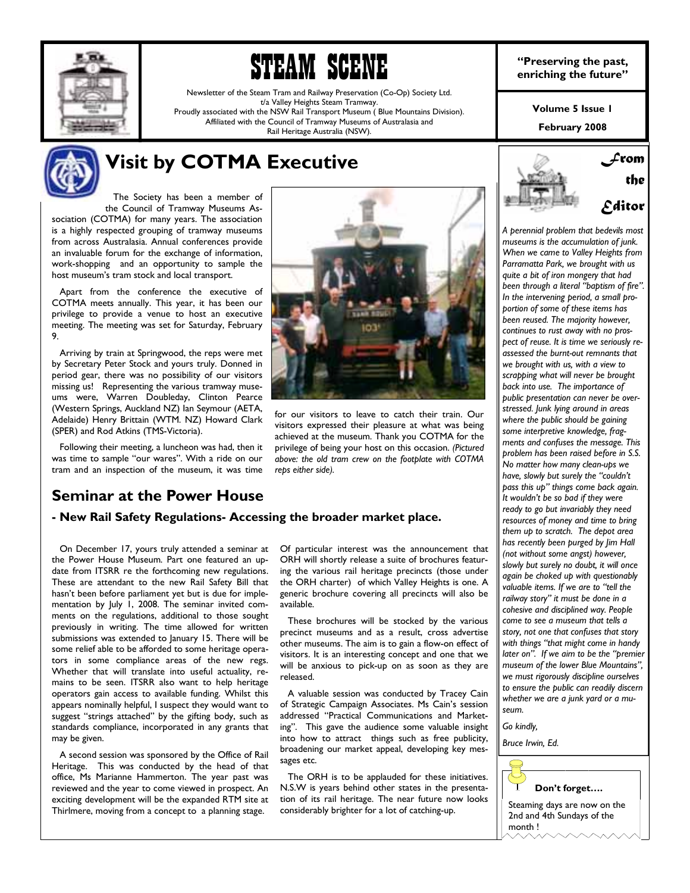# STEAM SCENE

Newsletter of the Steam Tram and Railway Preservation (Co-Op) Society Ltd.
t/a Valley Heights Steam Tramway.
Proudly associated with the NSW Rail Transport Museum ( Blue Mountains Division).
Affiliated with the Council of Tramway Museums of Australasia and
Rail Heritage Australia (NSW).

**"Preserving the past, enriching the future"**

**Volume 5 Issue 1**

**February 2008**

## Visit by COTMA Executive

The Society has been a member of the Council of Tramway Museums Association (COTMA) for many years. The association is a highly respected grouping of tramway museums from across Australasia. Annual conferences provide an invaluable forum for the exchange of information, work-shopping and an opportunity to sample the host museum's tram stock and local transport.

Apart from the conference the executive of COTMA meets annually. This year, it has been our privilege to provide a venue to host an executive meeting. The meeting was set for Saturday, February 9.

Arriving by train at Springwood, the reps were met by Secretary Peter Stock and yours truly. Donned in period gear, there was no possibility of our visitors missing us! Representing the various tramway museums were, Warren Doubleday, Clinton Pearce (Western Springs, Auckland NZ) Ian Seymour (AETA, Adelaide) Henry Brittain (WTM. NZ) Howard Clark (SPER) and Rod Atkins (TMS-Victoria).

Following their meeting, a luncheon was had, then it was time to sample "our wares". With a ride on our tram and an inspection of the museum, it was time for our visitors to leave to catch their train. Our visitors expressed their pleasure at what was being achieved at the museum. Thank you COTMA for the privilege of being your host on this occasion. *(Pictured above: the old tram crew on the footplate with COTMA reps either side).*

## Seminar at the Power House

### - New Rail Safety Regulations- Accessing the broader market place.

On December 17, yours truly attended a seminar at the Power House Museum. Part one featured an update from ITSRR re the forthcoming new regulations. These are attendant to the new Rail Safety Bill that hasn't been before parliament yet but is due for implementation by July 1, 2008. The seminar invited comments on the regulations, additional to those sought previously in writing. The time allowed for written submissions was extended to January 15. There will be some relief able to be afforded to some heritage operators in some compliance areas of the new regs. Whether that will translate into useful actuality, remains to be seen. ITSRR also want to help heritage operators gain access to available funding. Whilst this appears nominally helpful, I suspect they would want to suggest "strings attached" by the gifting body, such as standards compliance, incorporated in any grants that may be given.

A second session was sponsored by the Office of Rail Heritage. This was conducted by the head of that office, Ms Marianne Hammerton. The year past was reviewed and the year to come viewed in prospect. An exciting development will be the expanded RTM site at Thirlmere, moving from a concept to a planning stage.

Of particular interest was the announcement that ORH will shortly release a suite of brochures featuring the various rail heritage precincts (those under the ORH charter) of which Valley Heights is one. A generic brochure covering all precincts will also be available.

These brochures will be stocked by the various precinct museums and as a result, cross advertise other museums. The aim is to gain a flow-on effect of visitors. It is an interesting concept and one that we will be anxious to pick-up on as soon as they are released.

A valuable session was conducted by Tracey Cain of Strategic Campaign Associates. Ms Cain's session addressed "Practical Communications and Marketing". This gave the audience some valuable insight into how to attract things such as free publicity, broadening our market appeal, developing key messages etc.

The ORH is to be applauded for these initiatives. N.S.W is years behind other states in the presentation of its rail heritage. The near future now looks considerably brighter for a lot of catching-up.

## From the Editor

*A perennial problem that bedevils most museums is the accumulation of junk. When we came to Valley Heights from Parramatta Park, we brought with us quite a bit of iron mongery that had been through a literal "baptism of fire". In the intervening period, a small proportion of some of these items has been reused. The majority however, continues to rust away with no prospect of reuse. It is time we seriously reassessed the burnt-out remnants that we brought with us, with a view to scrapping what will never be brought back into use. The importance of public presentation can never be overstressed. Junk lying around in areas where the public should be gaining some interpretive knowledge, fragments and confuses the message. This problem has been raised before in S.S. No matter how many clean-ups we have, slowly but surely the "couldn't pass this up" things come back again. It wouldn't be so bad if they were ready to go but invariably they need resources of money and time to bring them up to scratch. The depot area has recently been purged by Jim Hall (not without some angst) however, slowly but surely no doubt, it will once again be choked up with questionably valuable items. If we are to "tell the railway story" it must be done in a cohesive and disciplined way. People come to see a museum that tells a story, not one that confuses that story with things "that might come in handy later on". If we aim to be the "premier museum of the lower Blue Mountains", we must rigorously discipline ourselves to ensure the public can readily discern whether we are a junk yard or a museum.*

*Go kindly,*

*Bruce Irwin, Ed.*

**Don't forget….**

Steaming days are now on the 2nd and 4th Sundays of the month !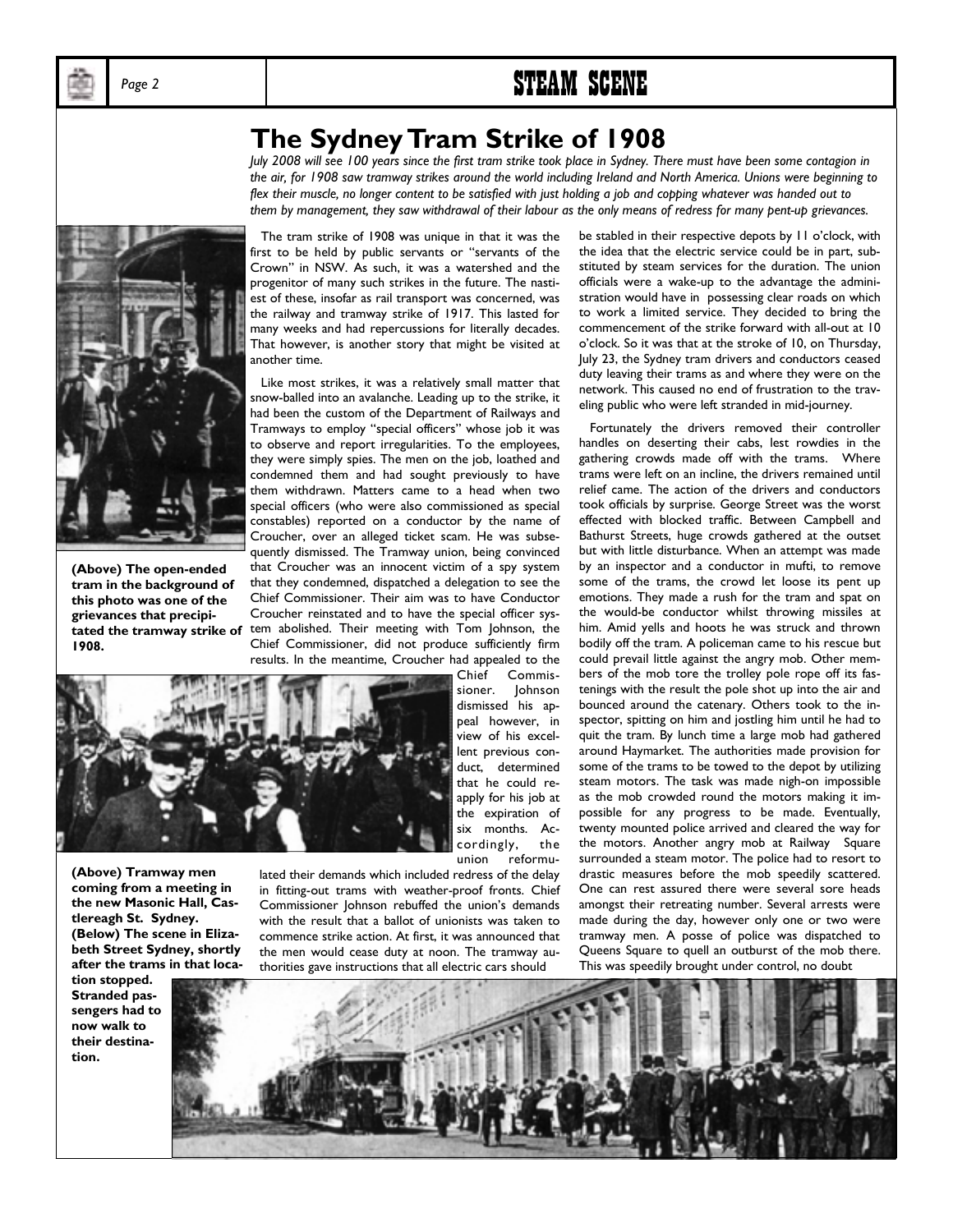# The Sydney Tram Strike of 1908

*July 2008 will see 100 years since the first tram strike took place in Sydney. There must have been some contagion in the air, for 1908 saw tramway strikes around the world including Ireland and North America. Unions were beginning to flex their muscle, no longer content to be satisfied with just holding a job and copping whatever was handed out to them by management, they saw withdrawal of their labour as the only means of redress for many pent-up grievances.*

**(Above) The open-ended tram in the background of this photo was one of the grievances that precipitated the tramway strike of 1908.**

The tram strike of 1908 was unique in that it was the first to be held by public servants or "servants of the Crown" in NSW. As such, it was a watershed and the progenitor of many such strikes in the future. The nastiest of these, insofar as rail transport was concerned, was the railway and tramway strike of 1917. This lasted for many weeks and had repercussions for literally decades. That however, is another story that might be visited at another time.

Like most strikes, it was a relatively small matter that snow-balled into an avalanche. Leading up to the strike, it had been the custom of the Department of Railways and Tramways to employ "special officers" whose job it was to observe and report irregularities. To the employees, they were simply spies. The men on the job, loathed and condemned them and had sought previously to have them withdrawn. Matters came to a head when two special officers (who were also commissioned as special constables) reported on a conductor by the name of Croucher, over an alleged ticket scam. He was subsequently dismissed. The Tramway union, being convinced that Croucher was an innocent victim of a spy system that they condemned, dispatched a delegation to see the Chief Commissioner. Their aim was to have Conductor Croucher reinstated and to have the special officer system abolished. Their meeting with Tom Johnson, the Chief Commissioner, did not produce sufficiently firm results. In the meantime, Croucher had appealed to the Chief Commissioner. Johnson dismissed his appeal however, in view of his excellent previous conduct, determined that he could reapply for his job at the expiration of six months. Accordingly, the union reformulated their demands which included redress of the delay in fitting-out trams with weather-proof fronts. Chief Commissioner Johnson rebuffed the union's demands with the result that a ballot of unionists was taken to commence strike action. At first, it was announced that the men would cease duty at noon. The tramway authorities gave instructions that all electric cars should be stabled in their respective depots by 11 o'clock, with the idea that the electric service could be in part, substituted by steam services for the duration. The union officials were a wake-up to the advantage the administration would have in possessing clear roads on which to work a limited service. They decided to bring the commencement of the strike forward with all-out at 10 o'clock. So it was that at the stroke of 10, on Thursday, July 23, the Sydney tram drivers and conductors ceased duty leaving their trams as and where they were on the network. This caused no end of frustration to the traveling public who were left stranded in mid-journey.

**(Above) Tramway men coming from a meeting in the new Masonic Hall, Castlereagh St. Sydney. (Below) The scene in Elizabeth Street Sydney, shortly after the trams in that location stopped. Stranded passengers had to now walk to their destination.**

Fortunately the drivers removed their controller handles on deserting their cabs, lest rowdies in the gathering crowds made off with the trams. Where trams were left on an incline, the drivers remained until relief came. The action of the drivers and conductors took officials by surprise. George Street was the worst effected with blocked traffic. Between Campbell and Bathurst Streets, huge crowds gathered at the outset but with little disturbance. When an attempt was made by an inspector and a conductor in mufti, to remove some of the trams, the crowd let loose its pent up emotions. They made a rush for the tram and spat on the would-be conductor whilst throwing missiles at him. Amid yells and hoots he was struck and thrown bodily off the tram. A policeman came to his rescue but could prevail little against the angry mob. Other members of the mob tore the trolley pole rope off its fastenings with the result the pole shot up into the air and bounced around the catenary. Others took to the inspector, spitting on him and jostling him until he had to quit the tram. By lunch time a large mob had gathered around Haymarket. The authorities made provision for some of the trams to be towed to the depot by utilizing steam motors. The task was made nigh-on impossible as the mob crowded round the motors making it impossible for any progress to be made. Eventually, twenty mounted police arrived and cleared the way for the motors. Another angry mob at Railway Square surrounded a steam motor. The police had to resort to drastic measures before the mob speedily scattered. One can rest assured there were several sore heads amongst their retreating number. Several arrests were made during the day, however only one or two were tramway men. A posse of police was dispatched to Queens Square to quell an outburst of the mob there. This was speedily brought under control, no doubt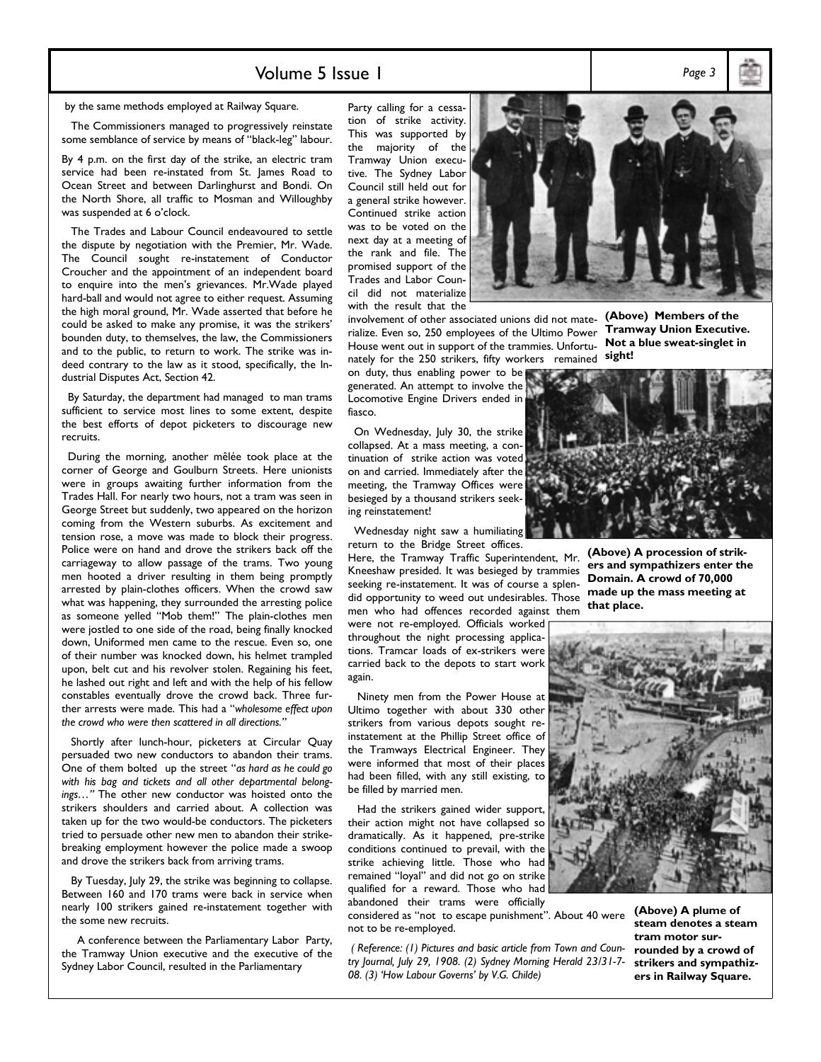by the same methods employed at Railway Square.

The Commissioners managed to progressively reinstate some semblance of service by means of "black-leg" labour.

By 4 p.m. on the first day of the strike, an electric tram service had been re-instated from St. James Road to Ocean Street and between Darlinghurst and Bondi. On the North Shore, all traffic to Mosman and Willoughby was suspended at 6 o'clock.

The Trades and Labour Council endeavoured to settle the dispute by negotiation with the Premier, Mr. Wade. The Council sought re-instatement of Conductor Croucher and the appointment of an independent board to enquire into the men's grievances. Mr.Wade played hard-ball and would not agree to either request. Assuming the high moral ground, Mr. Wade asserted that before he could be asked to make any promise, it was the strikers' bounden duty, to themselves, the law, the Commissioners and to the public, to return to work. The strike was indeed contrary to the law as it stood, specifically, the Industrial Disputes Act, Section 42.

By Saturday, the department had managed to man trams sufficient to service most lines to some extent, despite the best efforts of depot picketers to discourage new recruits.

During the morning, another mêlée took place at the corner of George and Goulburn Streets. Here unionists were in groups awaiting further information from the Trades Hall. For nearly two hours, not a tram was seen in George Street but suddenly, two appeared on the horizon coming from the Western suburbs. As excitement and tension rose, a move was made to block their progress. Police were on hand and drove the strikers back off the carriageway to allow passage of the trams. Two young men hooted a driver resulting in them being promptly arrested by plain-clothes officers. When the crowd saw what was happening, they surrounded the arresting police as someone yelled "Mob them!" The plain-clothes men were jostled to one side of the road, being finally knocked down, Uniformed men came to the rescue. Even so, one of their number was knocked down, his helmet trampled upon, belt cut and his revolver stolen. Regaining his feet, he lashed out right and left and with the help of his fellow constables eventually drove the crowd back. Three further arrests were made. This had a "*wholesome effect upon the crowd who were then scattered in all directions.*"

Shortly after lunch-hour, picketers at Circular Quay persuaded two new conductors to abandon their trams. One of them bolted up the street "*as hard as he could go with his bag and tickets and all other departmental belongings…*" The other new conductor was hoisted onto the strikers shoulders and carried about. A collection was taken up for the two would-be conductors. The picketers tried to persuade other new men to abandon their strike-breaking employment however the police made a swoop and drove the strikers back from arriving trams.

By Tuesday, July 29, the strike was beginning to collapse. Between 160 and 170 trams were back in service when nearly 100 strikers gained re-instatement together with the some new recruits.

A conference between the Parliamentary Labor Party, the Tramway Union executive and the executive of the Sydney Labor Council, resulted in the Parliamentary Party calling for a cessation of strike activity. This was supported by the majority of the Tramway Union executive. The Sydney Labor Council still held out for a general strike however. Continued strike action was to be voted on the next day at a meeting of the rank and file. The promised support of the Trades and Labor Council did not materialize with the result that the involvement of other associated unions did not materialize. Even so, 250 employees of the Ultimo Power House went out in support of the trammies. Unfortunately for the 250 strikers, fifty workers remained on duty, thus enabling power to be generated. An attempt to involve the Locomotive Engine Drivers ended in fiasco.

On Wednesday, July 30, the strike collapsed. At a mass meeting, a continuation of strike action was voted on and carried. Immediately after the meeting, the Tramway Offices were besieged by a thousand strikers seeking reinstatement!

Wednesday night saw a humiliating return to the Bridge Street offices. Here, the Tramway Traffic Superintendent, Mr. Kneeshaw presided. It was besieged by trammies seeking re-instatement. It was of course a splendid opportunity to weed out undesirables. Those men who had offences recorded against them were not re-employed. Officials worked throughout the night processing applications. Tramcar loads of ex-strikers were carried back to the depots to start work again.

Ninety men from the Power House at Ultimo together with about 330 other strikers from various depots sought re-instatement at the Phillip Street office of the Tramways Electrical Engineer. They were informed that most of their places had been filled, with any still existing, to be filled by married men.

Had the strikers gained wider support, their action might not have collapsed so dramatically. As it happened, pre-strike conditions continued to prevail, with the strike achieving little. Those who had remained "loyal" and did not go on strike qualified for a reward. Those who had abandoned their trams were officially considered as "not to escape punishment". About 40 were not to be re-employed.

*( Reference: (1) Pictures and basic article from Town and Country Journal, July 29, 1908. (2) Sydney Morning Herald 23/31-7-08. (3) 'How Labour Governs' by V.G. Childe)*

**(Above) Members of the Tramway Union Executive. Not a blue sweat-singlet in sight!**

**(Above) A procession of strikers and sympathizers enter the Domain. A crowd of 70,000 made up the mass meeting at that place.**

**(Above) A plume of steam denotes a steam tram motor surrounded by a crowd of strikers and sympathizers in Railway Square.**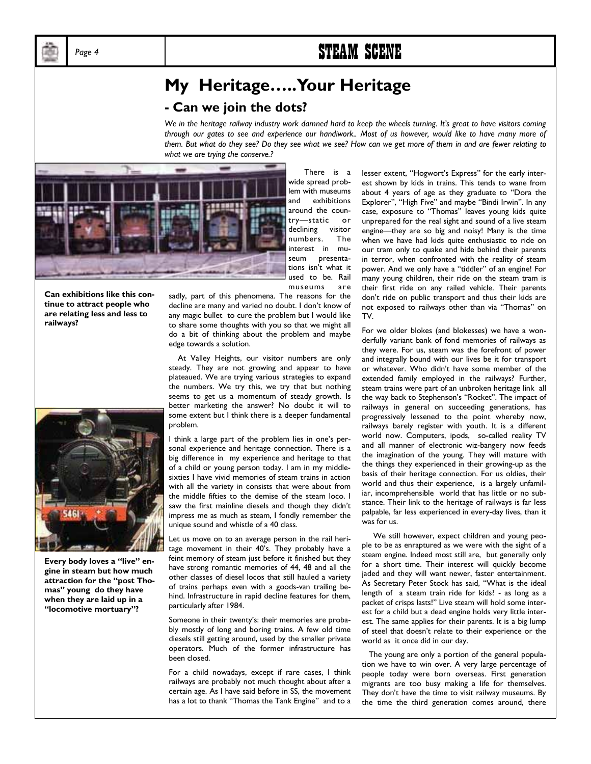# My Heritage…..Your Heritage

## - Can we join the dots?

*We in the heritage railway industry work damned hard to keep the wheels turning. It's great to have visitors coming through our gates to see and experience our handiwork.. Most of us however, would like to have many more of them. But what do they see? Do they see what we see? How can we get more of them in and are fewer relating to what we are trying the conserve.?*

**Can exhibitions like this continue to attract people who are relating less and less to railways?**

**Every body loves a "live" engine in steam but how much attraction for the "post Thomas" young do they have when they are laid up in a "locomotive mortuary"?**

There is a wide spread problem with museums and exhibitions around the country—static or declining visitor numbers. The interest in museum presentations isn't what it used to be. Rail museums are sadly, part of this phenomena. The reasons for the decline are many and varied no doubt. I don't know of any magic bullet to cure the problem but I would like to share some thoughts with you so that we might all do a bit of thinking about the problem and maybe edge towards a solution.

At Valley Heights, our visitor numbers are only steady. They are not growing and appear to have plateaued. We are trying various strategies to expand the numbers. We try this, we try that but nothing seems to get us a momentum of steady growth. Is better marketing the answer? No doubt it will to some extent but I think there is a deeper fundamental problem.

I think a large part of the problem lies in one's personal experience and heritage connection. There is a big difference in my experience and heritage to that of a child or young person today. I am in my middle-sixties I have vivid memories of steam trains in action with all the variety in consists that were about from the middle fifties to the demise of the steam loco. I saw the first mainline diesels and though they didn't impress me as much as steam, I fondly remember the unique sound and whistle of a 40 class.

Let us move on to an average person in the rail heritage movement in their 40's. They probably have a feint memory of steam just before it finished but they have strong romantic memories of 44, 48 and all the other classes of diesel locos that still hauled a variety of trains perhaps even with a goods-van trailing behind. Infrastructure in rapid decline features for them, particularly after 1984.

Someone in their twenty's: their memories are probably mostly of long and boring trains. A few old time diesels still getting around, used by the smaller private operators. Much of the former infrastructure has been closed.

For a child nowadays, except if rare cases, I think railways are probably not much thought about after a certain age. As I have said before in SS, the movement has a lot to thank "Thomas the Tank Engine" and to a lesser extent, "Hogwort's Express" for the early interest shown by kids in trains. This tends to wane from about 4 years of age as they graduate to "Dora the Explorer", "High Five" and maybe "Bindi Irwin". In any case, exposure to "Thomas" leaves young kids quite unprepared for the real sight and sound of a live steam engine—they are so big and noisy! Many is the time when we have had kids quite enthusiastic to ride on our tram only to quake and hide behind their parents in terror, when confronted with the reality of steam power. And we only have a "tiddler" of an engine! For many young children, their ride on the steam tram is their first ride on any railed vehicle. Their parents don't ride on public transport and thus their kids are not exposed to railways other than via "Thomas" on TV.

For we older blokes (and blokesses) we have a wonderfully variant bank of fond memories of railways as they were. For us, steam was the forefront of power and integrally bound with our lives be it for transport or whatever. Who didn't have some member of the extended family employed in the railways? Further, steam trains were part of an unbroken heritage link all the way back to Stephenson's "Rocket". The impact of railways in general on succeeding generations, has progressively lessened to the point whereby now, railways barely register with youth. It is a different world now. Computers, ipods, so-called reality TV and all manner of electronic wiz-bangery now feeds the imagination of the young. They will mature with the things they experienced in their growing-up as the basis of their heritage connection. For us oldies, their world and thus their experience, is a largely unfamiliar, incomprehensible world that has little or no substance. Their link to the heritage of railways is far less palpable, far less experienced in every-day lives, than it was for us.

We still however, expect children and young people to be as enraptured as we were with the sight of a steam engine. Indeed most still are, but generally only for a short time. Their interest will quickly become jaded and they will want newer, faster entertainment. As Secretary Peter Stock has said, "What is the ideal length of a steam train ride for kids? - as long as a packet of crisps lasts!" Live steam will hold some interest for a child but a dead engine holds very little interest. The same applies for their parents. It is a big lump of steel that doesn't relate to their experience or the world as it once did in our day.

The young are only a portion of the general population we have to win over. A very large percentage of people today were born overseas. First generation migrants are too busy making a life for themselves. They don't have the time to visit railway museums. By the time the third generation comes around, there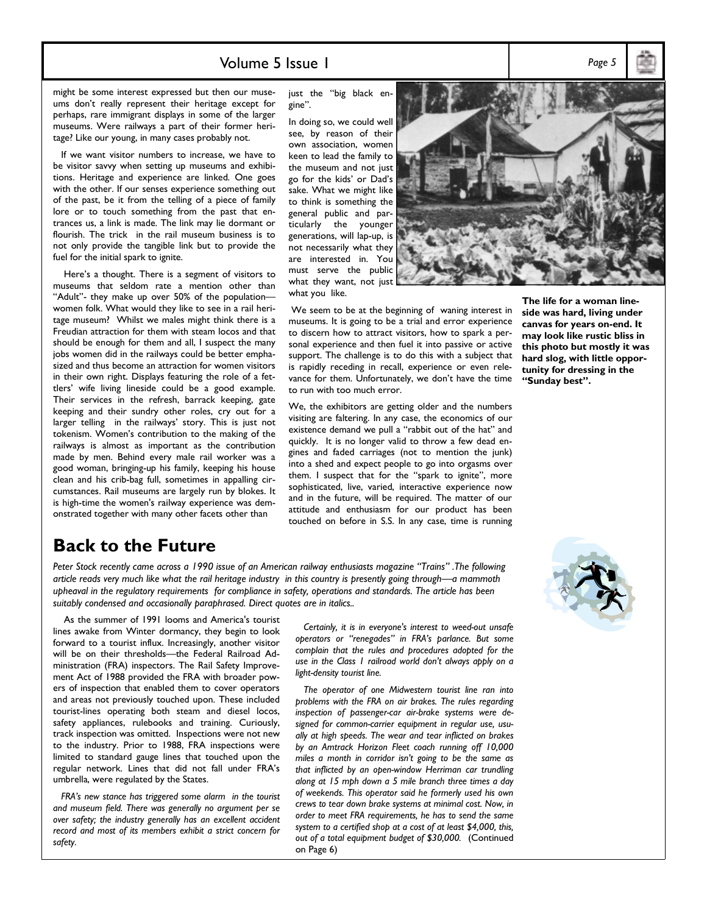might be some interest expressed but then our museums don't really represent their heritage except for perhaps, rare immigrant displays in some of the larger museums. Were railways a part of their former heritage? Like our young, in many cases probably not.

If we want visitor numbers to increase, we have to be visitor savvy when setting up museums and exhibitions. Heritage and experience are linked. One goes with the other. If our senses experience something out of the past, be it from the telling of a piece of family lore or to touch something from the past that entrances us, a link is made. The link may lie dormant or flourish. The trick in the rail museum business is to not only provide the tangible link but to provide the fuel for the initial spark to ignite.

Here's a thought. There is a segment of visitors to museums that seldom rate a mention other than "Adult"- they make up over 50% of the population—women folk. What would they like to see in a rail heritage museum? Whilst we males might think there is a Freudian attraction for them with steam locos and that should be enough for them and all, I suspect the many jobs women did in the railways could be better emphasized and thus become an attraction for women visitors in their own right. Displays featuring the role of a fettlers' wife living lineside could be a good example. Their services in the refresh, barrack keeping, gate keeping and their sundry other roles, cry out for a larger telling in the railways' story. This is just not tokenism. Women's contribution to the making of the railways is almost as important as the contribution made by men. Behind every male rail worker was a good woman, bringing-up his family, keeping his house clean and his crib-bag full, sometimes in appalling circumstances. Rail museums are largely run by blokes. It is high-time the women's railway experience was demonstrated together with many other facets other than just the "big black engine".

In doing so, we could well see, by reason of their own association, women keen to lead the family to the museum and not just go for the kids' or Dad's sake. What we might like to think is something the general public and particularly the younger generations, will lap-up, is not necessarily what they are interested in. You must serve the public what they want, not just what you like.

**The life for a woman lineside was hard, living under canvas for years on-end. It may look like rustic bliss in this photo but mostly it was hard slog, with little opportunity for dressing in the "Sunday best".**

We seem to be at the beginning of waning interest in museums. It is going to be a trial and error experience to discern how to attract visitors, how to spark a personal experience and then fuel it into passive or active support. The challenge is to do this with a subject that is rapidly receding in recall, experience or even relevance for them. Unfortunately, we don't have the time to run with too much error.

We, the exhibitors are getting older and the numbers visiting are faltering. In any case, the economics of our existence demand we pull a "rabbit out of the hat" and quickly. It is no longer valid to throw a few dead engines and faded carriages (not to mention the junk) into a shed and expect people to go into orgasms over them. I suspect that for the "spark to ignite", more sophisticated, live, varied, interactive experience now and in the future, will be required. The matter of our attitude and enthusiasm for our product has been touched on before in S.S. In any case, time is running

## Back to the Future

*Peter Stock recently came across a 1990 issue of an American railway enthusiasts magazine "Trains". The following article reads very much like what the rail heritage industry in this country is presently going through—a mammoth upheaval in the regulatory requirements for compliance in safety, operations and standards. The article has been suitably condensed and occasionally paraphrased. Direct quotes are in italics..*

As the summer of 1991 looms and America's tourist lines awake from Winter dormancy, they begin to look forward to a tourist influx. Increasingly, another visitor will be on their thresholds—the Federal Railroad Administration (FRA) inspectors. The Rail Safety Improvement Act of 1988 provided the FRA with broader powers of inspection that enabled them to cover operators and areas not previously touched upon. These included tourist-lines operating both steam and diesel locos, safety appliances, rulebooks and training. Curiously, track inspection was omitted. Inspections were not new to the industry. Prior to 1988, FRA inspections were limited to standard gauge lines that touched upon the regular network. Lines that did not fall under FRA's umbrella, were regulated by the States.

*FRA's new stance has triggered some alarm in the tourist and museum field. There was generally no argument per se over safety; the industry generally has an excellent accident record and most of its members exhibit a strict concern for safety.*

*Certainly, it is in everyone's interest to weed-out unsafe operators or "renegades" in FRA's parlance. But some complain that the rules and procedures adopted for the use in the Class 1 railroad world don't always apply on a light-density tourist line.*

*The operator of one Midwestern tourist line ran into problems with the FRA on air brakes. The rules regarding inspection of passenger-car air-brake systems were designed for common-carrier equipment in regular use, usually at high speeds. The wear and tear inflicted on brakes by an Amtrack Horizon Fleet coach running off 10,000 miles a month in corridor isn't going to be the same as that inflicted by an open-window Herriman car trundling along at 15 mph down a 5 mile branch three times a day of weekends. This operator said he formerly used his own crews to tear down brake systems at minimal cost. Now, in order to meet FRA requirements, he has to send the same system to a certified shop at a cost of at least $4,000, this, out of a total equipment budget of $30,000.* (Continued on Page 6)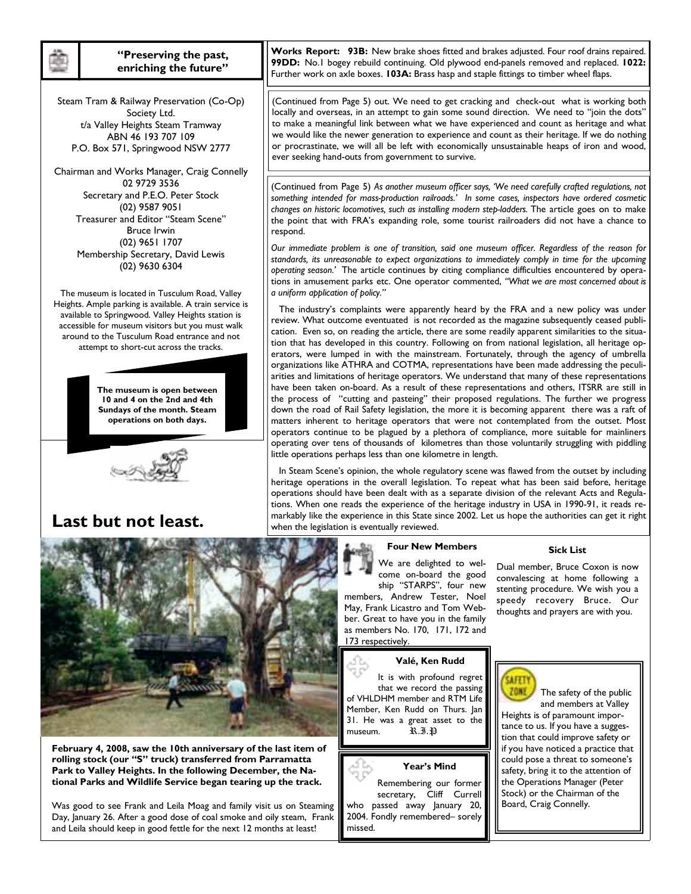**"Preserving the past, enriching the future"**

Steam Tram & Railway Preservation (Co-Op) Society Ltd.
t/a Valley Heights Steam Tramway
ABN 46 193 707 109
P.O. Box 571, Springwood NSW 2777

Chairman and Works Manager, Craig Connelly
02 9729 3536
Secretary and P.E.O. Peter Stock
(02) 9587 9051
Treasurer and Editor "Steam Scene"
Bruce Irwin
(02) 9651 1707
Membership Secretary, David Lewis
(02) 9630 6304

The museum is located in Tusculum Road, Valley Heights. Ample parking is available. A train service is available to Springwood. Valley Heights station is accessible for museum visitors but you must walk around to the Tusculum Road entrance and not attempt to short-cut across the tracks.

**The museum is open between 10 and 4 on the 2nd and 4th Sundays of the month. Steam operations on both days.**

**Works Report: 93B:** New brake shoes fitted and brakes adjusted. Four roof drains repaired. **99DD:** No.1 bogey rebuild continuing. Old plywood end-panels removed and replaced. **1022:** Further work on axle boxes. **103A:** Brass hasp and staple fittings to timber wheel flaps.

(Continued from Page 5) out. We need to get cracking and check-out what is working both locally and overseas, in an attempt to gain some sound direction. We need to "join the dots" to make a meaningful link between what we have experienced and count as heritage and what we would like the newer generation to experience and count as their heritage. If we do nothing or procrastinate, we will all be left with economically unsustainable heaps of iron and wood, ever seeking hand-outs from government to survive.

(Continued from Page 5) *As another museum officer says, 'We need carefully crafted regulations, not something intended for mass-production railroads.' In some cases, inspectors have ordered cosmetic changes on historic locomotives, such as installing modern step-ladders.* The article goes on to make the point that with FRA's expanding role, some tourist railroaders did not have a chance to respond.

*Our immediate problem is one of transition, said one museum officer. Regardless of the reason for standards, its unreasonable to expect organizations to immediately comply in time for the upcoming operating season.'* The article continues by citing compliance difficulties encountered by operations in amusement parks etc. One operator commented, *"What we are most concerned about is a uniform application of policy."*

The industry's complaints were apparently heard by the FRA and a new policy was under review. What outcome eventuated is not recorded as the magazine subsequently ceased publication. Even so, on reading the article, there are some readily apparent similarities to the situation that has developed in this country. Following on from national legislation, all heritage operators, were lumped in with the mainstream. Fortunately, through the agency of umbrella organizations like ATHRA and COTMA, representations have been made addressing the peculiarities and limitations of heritage operators. We understand that many of these representations have been taken on-board. As a result of these representations and others, ITSRR are still in the process of "cutting and pasteing" their proposed regulations. The further we progress down the road of Rail Safety legislation, the more it is becoming apparent there was a raft of matters inherent to heritage operators that were not contemplated from the outset. Most operators continue to be plagued by a plethora of compliance, more suitable for mainliners operating over tens of thousands of kilometres than those voluntarily struggling with piddling little operations perhaps less than one kilometre in length.

In Steam Scene's opinion, the whole regulatory scene was flawed from the outset by including heritage operations in the overall legislation. To repeat what has been said before, heritage operations should have been dealt with as a separate division of the relevant Acts and Regulations. When one reads the experience of the heritage industry in USA in 1990-91, it reads remarkably like the experience in this State since 2002. Let us hope the authorities can get it right when the legislation is eventually reviewed.

# Last but not least.

**February 4, 2008, saw the 10th anniversary of the last item of rolling stock (our "S" truck) transferred from Parramatta Park to Valley Heights. In the following December, the National Parks and Wildlife Service began tearing up the track.**

Was good to see Frank and Leila Moag and family visit us on Steaming Day, January 26. After a good dose of coal smoke and oily steam, Frank and Leila should keep in good fettle for the next 12 months at least!

### Four New Members

We are delighted to welcome on-board the good ship "STARPS", four new members, Andrew Tester, Noel May, Frank Licastro and Tom Webber. Great to have you in the family as members No. 170, 171, 172 and 173 respectively.

### Valé, Ken Rudd

It is with profound regret that we record the passing of VHLDHM member and RTM Life Member, Ken Rudd on Thurs. Jan 31. He was a great asset to the museum. R.I.P

### Year's Mind

Remembering our former secretary, Cliff Currell who passed away January 20, 2004. Fondly remembered– sorely missed.

### Sick List

Dual member, Bruce Coxon is now convalescing at home following a stenting procedure. We wish you a speedy recovery Bruce. Our thoughts and prayers are with you.

SAFETY ZONE

The safety of the public and members at Valley Heights is of paramount importance to us. If you have a suggestion that could improve safety or if you have noticed a practice that could pose a threat to someone's safety, bring it to the attention of the Operations Manager (Peter Stock) or the Chairman of the Board, Craig Connelly.